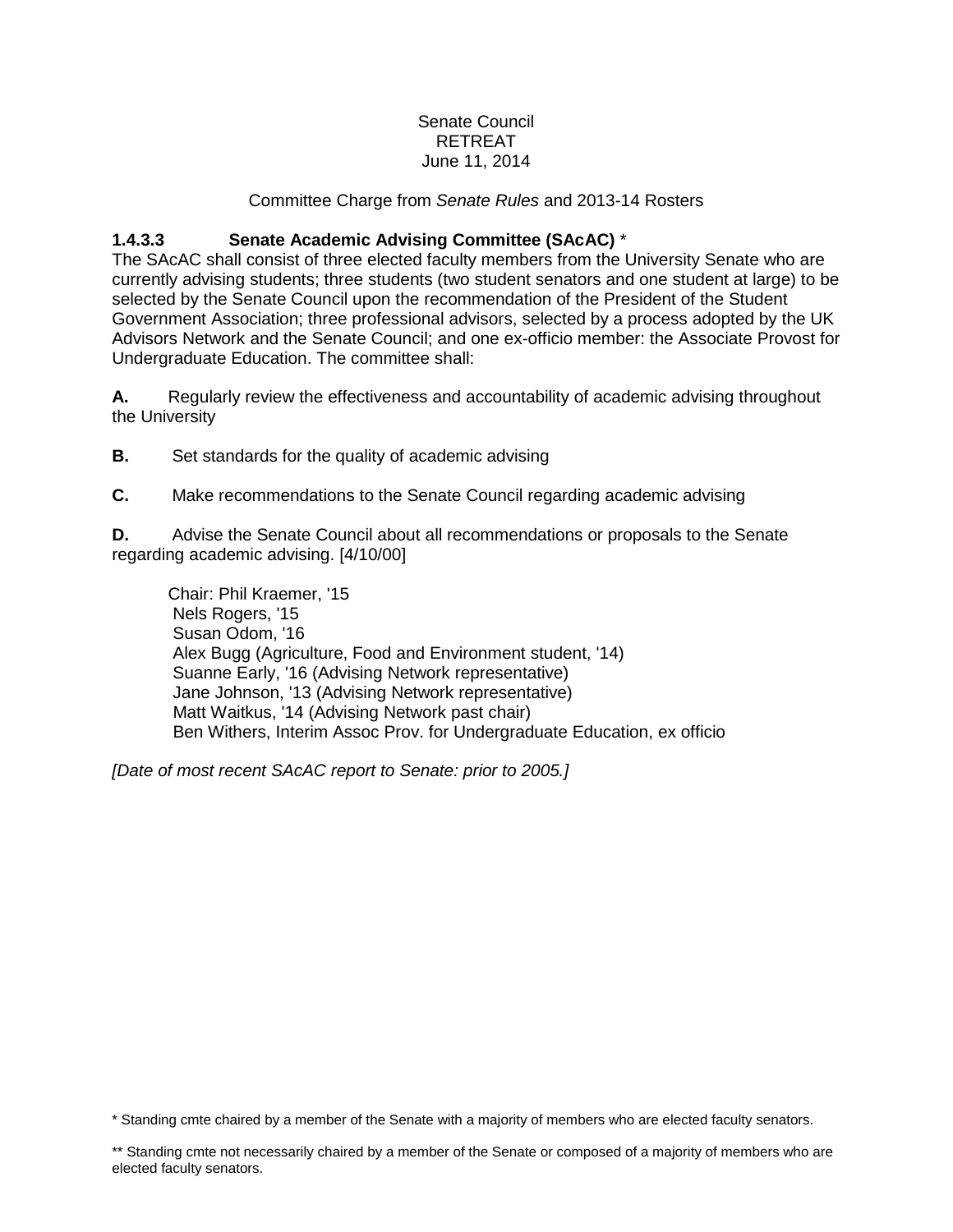Senate Council
RETREAT
June 11, 2014

Committee Charge from *Senate Rules* and 2013-14 Rosters

**1.4.3.3 Senate Academic Advising Committee (SAcAC)** *

The SAcAC shall consist of three elected faculty members from the University Senate who are currently advising students; three students (two student senators and one student at large) to be selected by the Senate Council upon the recommendation of the President of the Student Government Association; three professional advisors, selected by a process adopted by the UK Advisors Network and the Senate Council; and one ex-officio member: the Associate Provost for Undergraduate Education. The committee shall:

**A.** Regularly review the effectiveness and accountability of academic advising throughout the University

**B.** Set standards for the quality of academic advising

**C.** Make recommendations to the Senate Council regarding academic advising

**D.** Advise the Senate Council about all recommendations or proposals to the Senate regarding academic advising. [4/10/00]

Chair: Phil Kraemer, '15
Nels Rogers, '15
Susan Odom, '16
Alex Bugg (Agriculture, Food and Environment student, '14)
Suanne Early, '16 (Advising Network representative)
Jane Johnson, '13 (Advising Network representative)
Matt Waitkus, '14 (Advising Network past chair)
Ben Withers, Interim Assoc Prov. for Undergraduate Education, ex officio

*[Date of most recent SAcAC report to Senate: prior to 2005.]*

* Standing cmte chaired by a member of the Senate with a majority of members who are elected faculty senators.

** Standing cmte not necessarily chaired by a member of the Senate or composed of a majority of members who are elected faculty senators.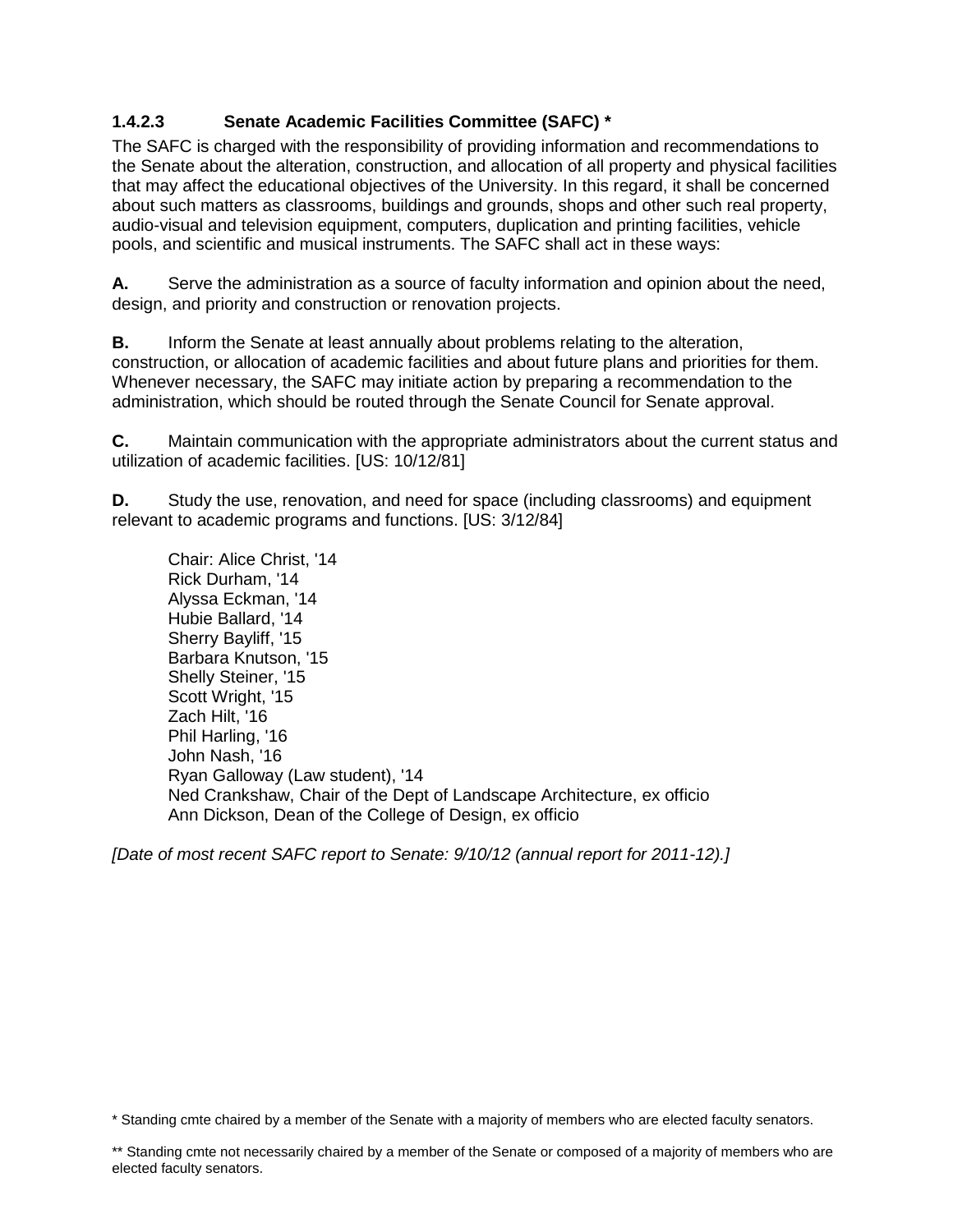### 1.4.2.3 Senate Academic Facilities Committee (SAFC) *

The SAFC is charged with the responsibility of providing information and recommendations to the Senate about the alteration, construction, and allocation of all property and physical facilities that may affect the educational objectives of the University. In this regard, it shall be concerned about such matters as classrooms, buildings and grounds, shops and other such real property, audio-visual and television equipment, computers, duplication and printing facilities, vehicle pools, and scientific and musical instruments. The SAFC shall act in these ways:

**A.** Serve the administration as a source of faculty information and opinion about the need, design, and priority and construction or renovation projects.

**B.** Inform the Senate at least annually about problems relating to the alteration, construction, or allocation of academic facilities and about future plans and priorities for them. Whenever necessary, the SAFC may initiate action by preparing a recommendation to the administration, which should be routed through the Senate Council for Senate approval.

**C.** Maintain communication with the appropriate administrators about the current status and utilization of academic facilities. [US: 10/12/81]

**D.** Study the use, renovation, and need for space (including classrooms) and equipment relevant to academic programs and functions. [US: 3/12/84]

Chair: Alice Christ, '14
Rick Durham, '14
Alyssa Eckman, '14
Hubie Ballard, '14
Sherry Bayliff, '15
Barbara Knutson, '15
Shelly Steiner, '15
Scott Wright, '15
Zach Hilt, '16
Phil Harling, '16
John Nash, '16
Ryan Galloway (Law student), '14
Ned Crankshaw, Chair of the Dept of Landscape Architecture, ex officio
Ann Dickson, Dean of the College of Design, ex officio

*[Date of most recent SAFC report to Senate: 9/10/12 (annual report for 2011-12).]*

* Standing cmte chaired by a member of the Senate with a majority of members who are elected faculty senators.

** Standing cmte not necessarily chaired by a member of the Senate or composed of a majority of members who are elected faculty senators.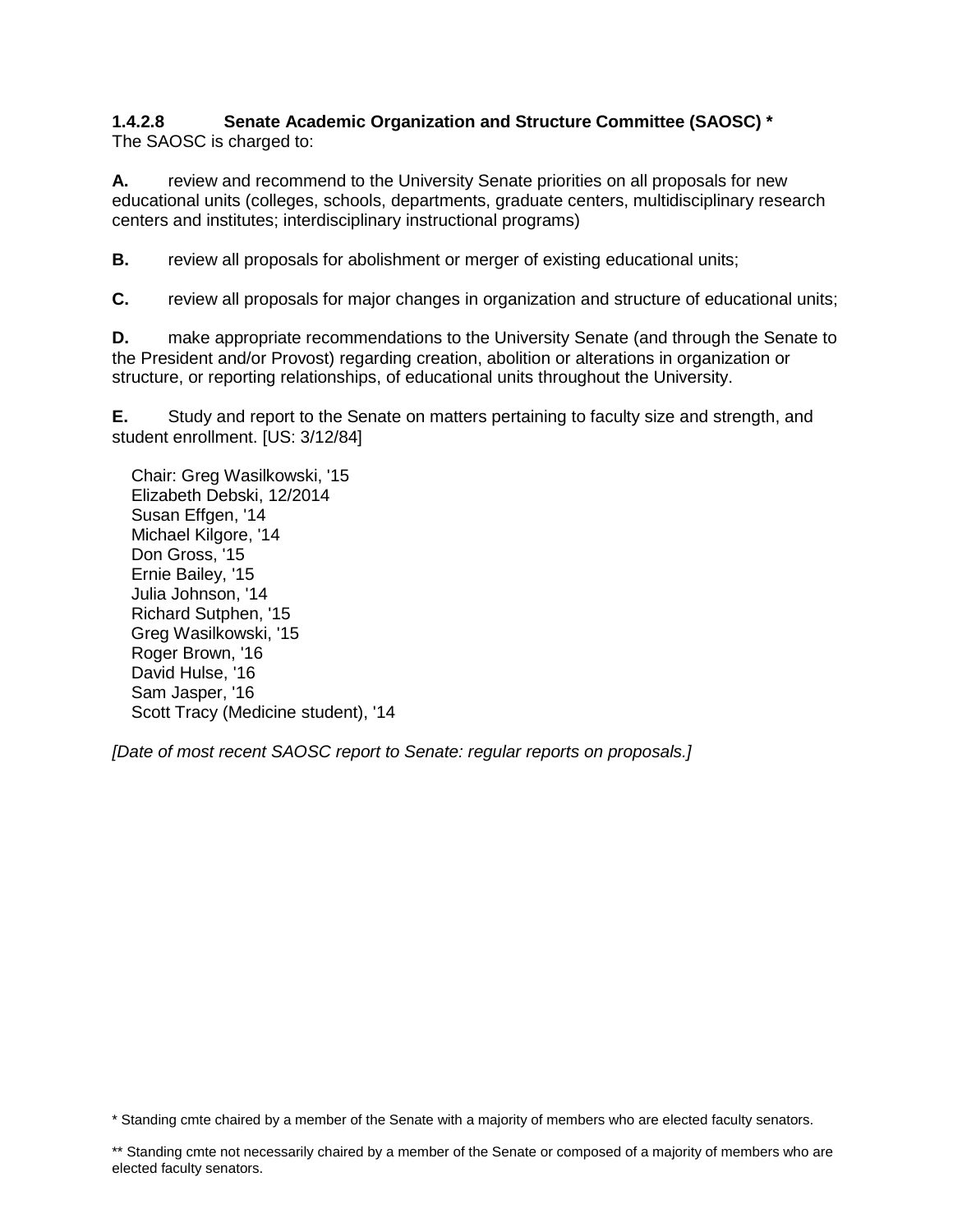### 1.4.2.8 Senate Academic Organization and Structure Committee (SAOSC) *

The SAOSC is charged to:

**A.** review and recommend to the University Senate priorities on all proposals for new educational units (colleges, schools, departments, graduate centers, multidisciplinary research centers and institutes; interdisciplinary instructional programs)

**B.** review all proposals for abolishment or merger of existing educational units;

**C.** review all proposals for major changes in organization and structure of educational units;

**D.** make appropriate recommendations to the University Senate (and through the Senate to the President and/or Provost) regarding creation, abolition or alterations in organization or structure, or reporting relationships, of educational units throughout the University.

**E.** Study and report to the Senate on matters pertaining to faculty size and strength, and student enrollment. [US: 3/12/84]

Chair: Greg Wasilkowski, '15
Elizabeth Debski, 12/2014
Susan Effgen, '14
Michael Kilgore, '14
Don Gross, '15
Ernie Bailey, '15
Julia Johnson, '14
Richard Sutphen, '15
Greg Wasilkowski, '15
Roger Brown, '16
David Hulse, '16
Sam Jasper, '16
Scott Tracy (Medicine student), '14

*[Date of most recent SAOSC report to Senate: regular reports on proposals.]*

* Standing cmte chaired by a member of the Senate with a majority of members who are elected faculty senators.

** Standing cmte not necessarily chaired by a member of the Senate or composed of a majority of members who are elected faculty senators.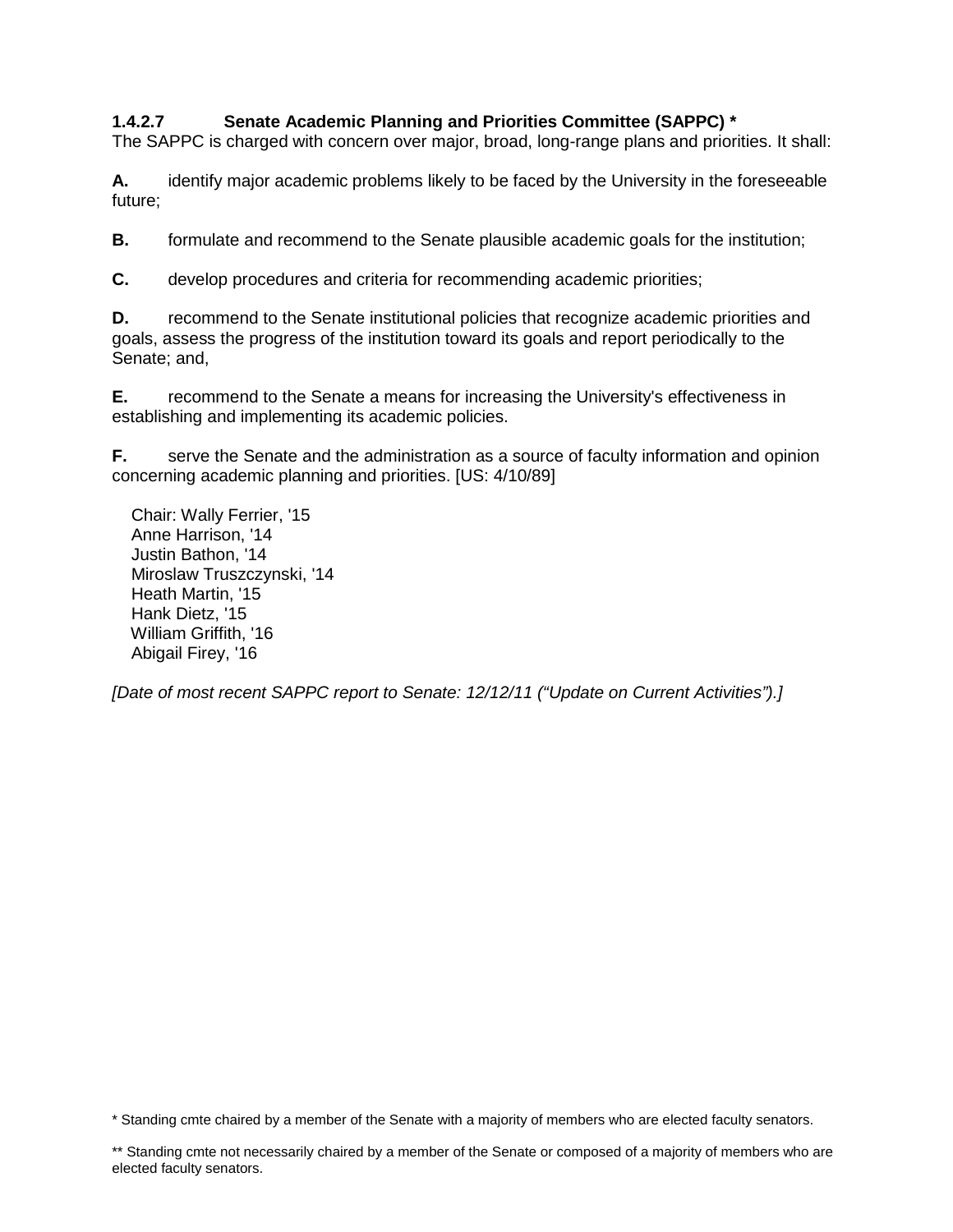### 1.4.2.7 Senate Academic Planning and Priorities Committee (SAPPC) *

The SAPPC is charged with concern over major, broad, long-range plans and priorities. It shall:

**A.** identify major academic problems likely to be faced by the University in the foreseeable future;

**B.** formulate and recommend to the Senate plausible academic goals for the institution;

**C.** develop procedures and criteria for recommending academic priorities;

**D.** recommend to the Senate institutional policies that recognize academic priorities and goals, assess the progress of the institution toward its goals and report periodically to the Senate; and,

**E.** recommend to the Senate a means for increasing the University's effectiveness in establishing and implementing its academic policies.

**F.** serve the Senate and the administration as a source of faculty information and opinion concerning academic planning and priorities. [US: 4/10/89]

Chair: Wally Ferrier, '15
Anne Harrison, '14
Justin Bathon, '14
Miroslaw Truszczynski, '14
Heath Martin, '15
Hank Dietz, '15
William Griffith, '16
Abigail Firey, '16

*[Date of most recent SAPPC report to Senate: 12/12/11 ("Update on Current Activities").]*

* Standing cmte chaired by a member of the Senate with a majority of members who are elected faculty senators.

** Standing cmte not necessarily chaired by a member of the Senate or composed of a majority of members who are elected faculty senators.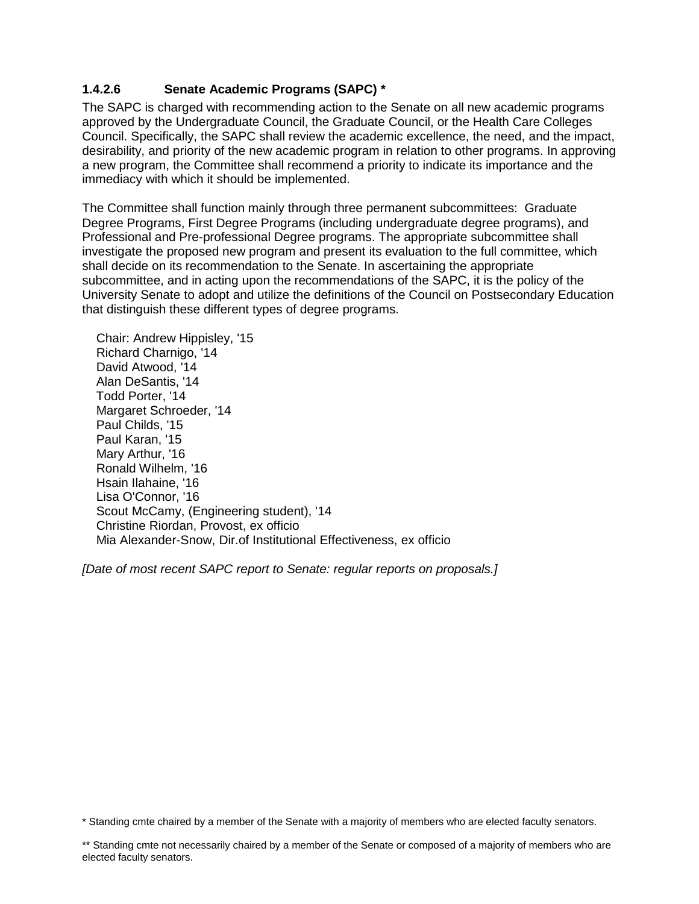### 1.4.2.6 Senate Academic Programs (SAPC) *

The SAPC is charged with recommending action to the Senate on all new academic programs approved by the Undergraduate Council, the Graduate Council, or the Health Care Colleges Council. Specifically, the SAPC shall review the academic excellence, the need, and the impact, desirability, and priority of the new academic program in relation to other programs. In approving a new program, the Committee shall recommend a priority to indicate its importance and the immediacy with which it should be implemented.

The Committee shall function mainly through three permanent subcommittees: Graduate Degree Programs, First Degree Programs (including undergraduate degree programs), and Professional and Pre-professional Degree programs. The appropriate subcommittee shall investigate the proposed new program and present its evaluation to the full committee, which shall decide on its recommendation to the Senate. In ascertaining the appropriate subcommittee, and in acting upon the recommendations of the SAPC, it is the policy of the University Senate to adopt and utilize the definitions of the Council on Postsecondary Education that distinguish these different types of degree programs.

Chair: Andrew Hippisley, '15  
Richard Charnigo, '14  
David Atwood, '14  
Alan DeSantis, '14  
Todd Porter, '14  
Margaret Schroeder, '14  
Paul Childs, '15  
Paul Karan, '15  
Mary Arthur, '16  
Ronald Wilhelm, '16  
Hsain Ilahaine, '16  
Lisa O'Connor, '16  
Scout McCamy, (Engineering student), '14  
Christine Riordan, Provost, ex officio  
Mia Alexander-Snow, Dir.of Institutional Effectiveness, ex officio

*[Date of most recent SAPC report to Senate: regular reports on proposals.]*

* Standing cmte chaired by a member of the Senate with a majority of members who are elected faculty senators.

** Standing cmte not necessarily chaired by a member of the Senate or composed of a majority of members who are elected faculty senators.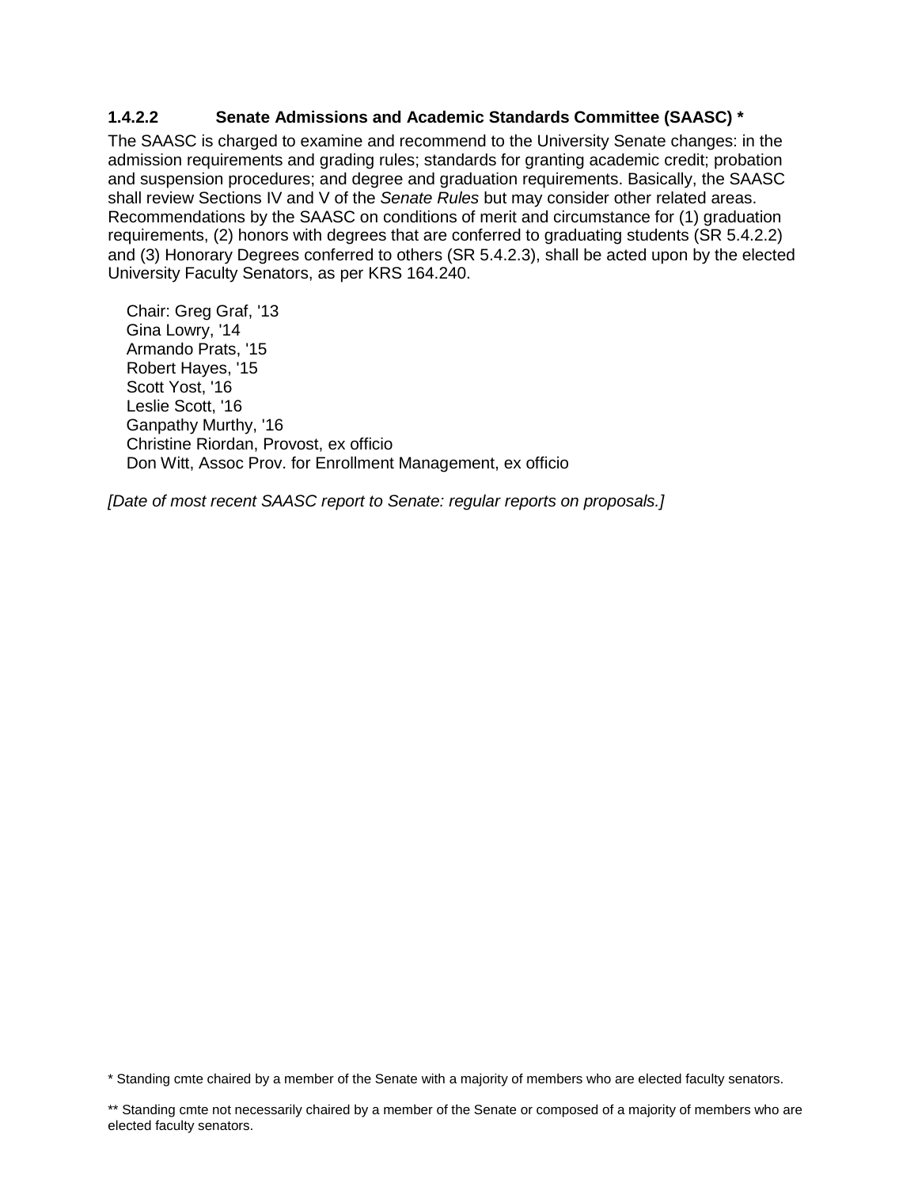### 1.4.2.2 Senate Admissions and Academic Standards Committee (SAASC) *

The SAASC is charged to examine and recommend to the University Senate changes: in the admission requirements and grading rules; standards for granting academic credit; probation and suspension procedures; and degree and graduation requirements. Basically, the SAASC shall review Sections IV and V of the *Senate Rules* but may consider other related areas. Recommendations by the SAASC on conditions of merit and circumstance for (1) graduation requirements, (2) honors with degrees that are conferred to graduating students (SR 5.4.2.2) and (3) Honorary Degrees conferred to others (SR 5.4.2.3), shall be acted upon by the elected University Faculty Senators, as per KRS 164.240.

Chair: Greg Graf, '13
Gina Lowry, '14
Armando Prats, '15
Robert Hayes, '15
Scott Yost, '16
Leslie Scott, '16
Ganpathy Murthy, '16
Christine Riordan, Provost, ex officio
Don Witt, Assoc Prov. for Enrollment Management, ex officio

*[Date of most recent SAASC report to Senate: regular reports on proposals.]*

* Standing cmte chaired by a member of the Senate with a majority of members who are elected faculty senators.

** Standing cmte not necessarily chaired by a member of the Senate or composed of a majority of members who are elected faculty senators.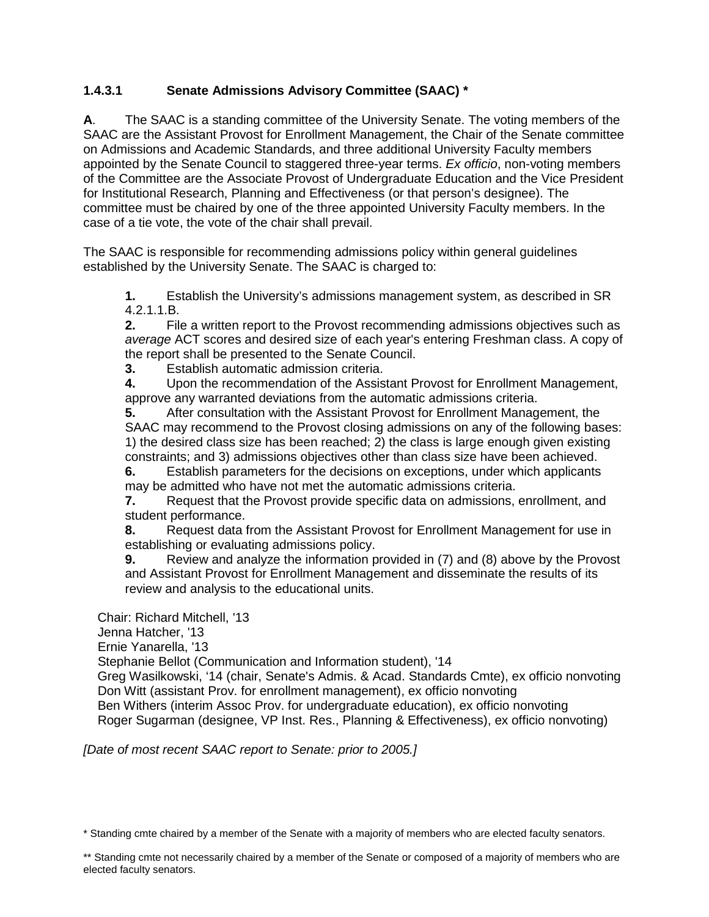### 1.4.3.1 Senate Admissions Advisory Committee (SAAC) *

**A**. The SAAC is a standing committee of the University Senate. The voting members of the SAAC are the Assistant Provost for Enrollment Management, the Chair of the Senate committee on Admissions and Academic Standards, and three additional University Faculty members appointed by the Senate Council to staggered three-year terms. *Ex officio*, non-voting members of the Committee are the Associate Provost of Undergraduate Education and the Vice President for Institutional Research, Planning and Effectiveness (or that person's designee). The committee must be chaired by one of the three appointed University Faculty members. In the case of a tie vote, the vote of the chair shall prevail.

The SAAC is responsible for recommending admissions policy within general guidelines established by the University Senate. The SAAC is charged to:

**1.** Establish the University's admissions management system, as described in SR 4.2.1.1.B.
**2.** File a written report to the Provost recommending admissions objectives such as *average* ACT scores and desired size of each year's entering Freshman class. A copy of the report shall be presented to the Senate Council.
**3.** Establish automatic admission criteria.
**4.** Upon the recommendation of the Assistant Provost for Enrollment Management, approve any warranted deviations from the automatic admissions criteria.
**5.** After consultation with the Assistant Provost for Enrollment Management, the SAAC may recommend to the Provost closing admissions on any of the following bases: 1) the desired class size has been reached; 2) the class is large enough given existing constraints; and 3) admissions objectives other than class size have been achieved.
**6.** Establish parameters for the decisions on exceptions, under which applicants may be admitted who have not met the automatic admissions criteria.
**7.** Request that the Provost provide specific data on admissions, enrollment, and student performance.
**8.** Request data from the Assistant Provost for Enrollment Management for use in establishing or evaluating admissions policy.
**9.** Review and analyze the information provided in (7) and (8) above by the Provost and Assistant Provost for Enrollment Management and disseminate the results of its review and analysis to the educational units.

Chair: Richard Mitchell, '13
Jenna Hatcher, '13
Ernie Yanarella, '13
Stephanie Bellot (Communication and Information student), '14
Greg Wasilkowski, '14 (chair, Senate's Admis. & Acad. Standards Cmte), ex officio nonvoting
Don Witt (assistant Prov. for enrollment management), ex officio nonvoting
Ben Withers (interim Assoc Prov. for undergraduate education), ex officio nonvoting
Roger Sugarman (designee, VP Inst. Res., Planning & Effectiveness), ex officio nonvoting)

*[Date of most recent SAAC report to Senate: prior to 2005.]*

* Standing cmte chaired by a member of the Senate with a majority of members who are elected faculty senators.

** Standing cmte not necessarily chaired by a member of the Senate or composed of a majority of members who are elected faculty senators.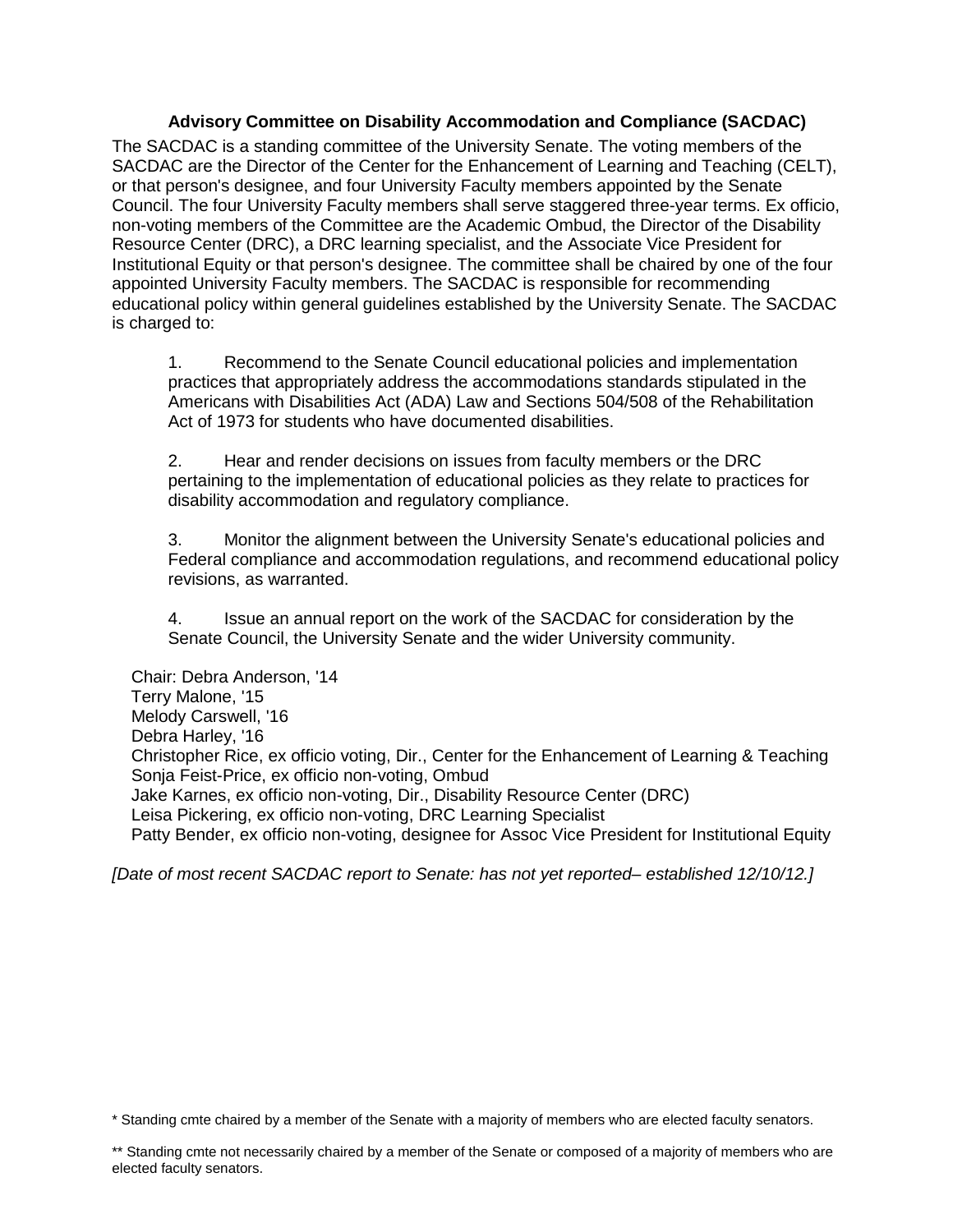### Advisory Committee on Disability Accommodation and Compliance (SACDAC)

The SACDAC is a standing committee of the University Senate. The voting members of the SACDAC are the Director of the Center for the Enhancement of Learning and Teaching (CELT), or that person's designee, and four University Faculty members appointed by the Senate Council. The four University Faculty members shall serve staggered three-year terms. Ex officio, non-voting members of the Committee are the Academic Ombud, the Director of the Disability Resource Center (DRC), a DRC learning specialist, and the Associate Vice President for Institutional Equity or that person's designee. The committee shall be chaired by one of the four appointed University Faculty members. The SACDAC is responsible for recommending educational policy within general guidelines established by the University Senate. The SACDAC is charged to:

1. Recommend to the Senate Council educational policies and implementation practices that appropriately address the accommodations standards stipulated in the Americans with Disabilities Act (ADA) Law and Sections 504/508 of the Rehabilitation Act of 1973 for students who have documented disabilities.

2. Hear and render decisions on issues from faculty members or the DRC pertaining to the implementation of educational policies as they relate to practices for disability accommodation and regulatory compliance.

3. Monitor the alignment between the University Senate's educational policies and Federal compliance and accommodation regulations, and recommend educational policy revisions, as warranted.

4. Issue an annual report on the work of the SACDAC for consideration by the Senate Council, the University Senate and the wider University community.

Chair: Debra Anderson, '14
Terry Malone, '15
Melody Carswell, '16
Debra Harley, '16
Christopher Rice, ex officio voting, Dir., Center for the Enhancement of Learning & Teaching
Sonja Feist-Price, ex officio non-voting, Ombud
Jake Karnes, ex officio non-voting, Dir., Disability Resource Center (DRC)
Leisa Pickering, ex officio non-voting, DRC Learning Specialist
Patty Bender, ex officio non-voting, designee for Assoc Vice President for Institutional Equity

*[Date of most recent SACDAC report to Senate: has not yet reported– established 12/10/12.]*

\* Standing cmte chaired by a member of the Senate with a majority of members who are elected faculty senators.

\*\* Standing cmte not necessarily chaired by a member of the Senate or composed of a majority of members who are elected faculty senators.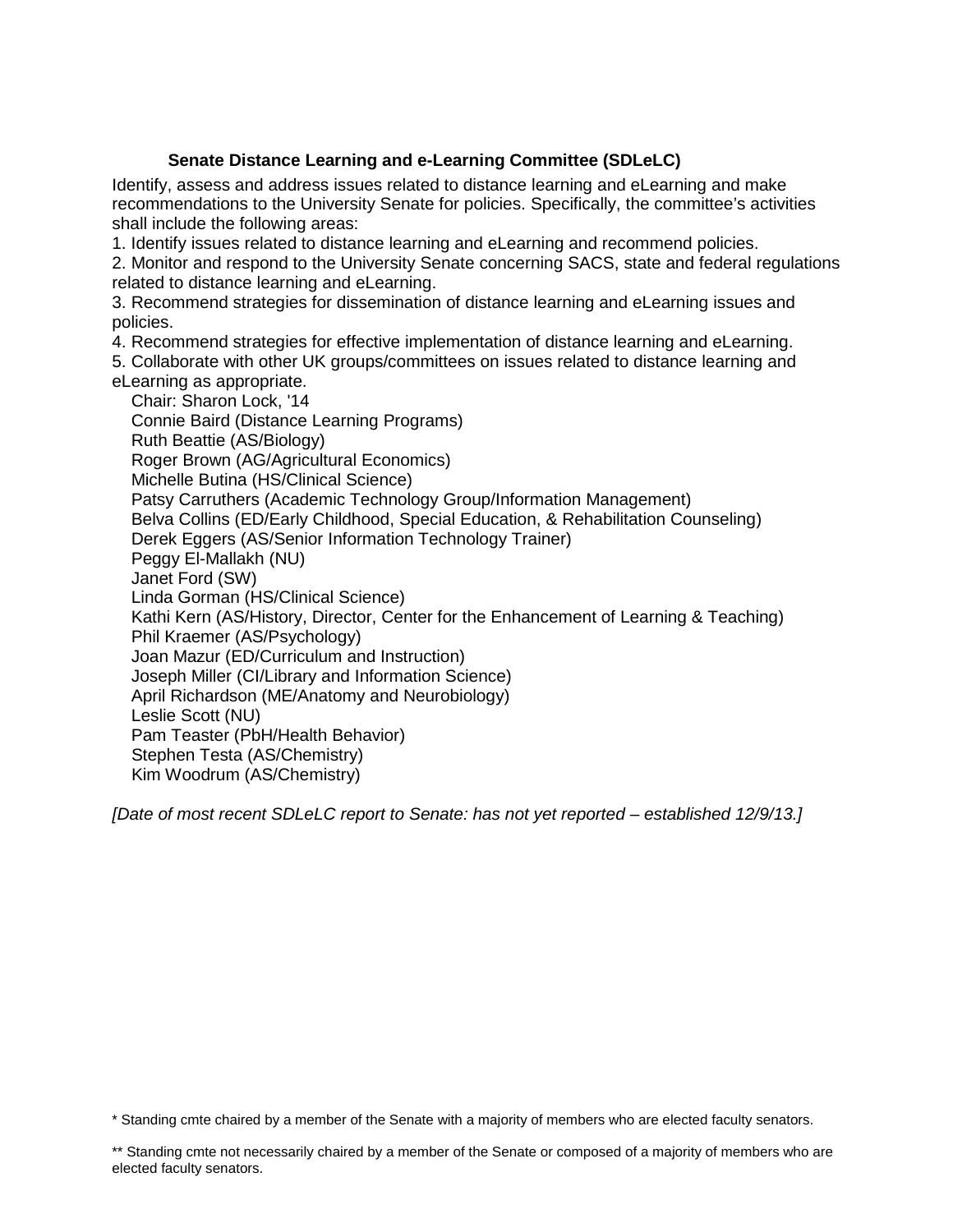### Senate Distance Learning and e-Learning Committee (SDLeLC)

Identify, assess and address issues related to distance learning and eLearning and make recommendations to the University Senate for policies. Specifically, the committee's activities shall include the following areas:

1. Identify issues related to distance learning and eLearning and recommend policies.
2. Monitor and respond to the University Senate concerning SACS, state and federal regulations related to distance learning and eLearning.
3. Recommend strategies for dissemination of distance learning and eLearning issues and policies.
4. Recommend strategies for effective implementation of distance learning and eLearning.
5. Collaborate with other UK groups/committees on issues related to distance learning and eLearning as appropriate.

Chair: Sharon Lock, '14
Connie Baird (Distance Learning Programs)
Ruth Beattie (AS/Biology)
Roger Brown (AG/Agricultural Economics)
Michelle Butina (HS/Clinical Science)
Patsy Carruthers (Academic Technology Group/Information Management)
Belva Collins (ED/Early Childhood, Special Education, & Rehabilitation Counseling)
Derek Eggers (AS/Senior Information Technology Trainer)
Peggy El-Mallakh (NU)
Janet Ford (SW)
Linda Gorman (HS/Clinical Science)
Kathi Kern (AS/History, Director, Center for the Enhancement of Learning & Teaching)
Phil Kraemer (AS/Psychology)
Joan Mazur (ED/Curriculum and Instruction)
Joseph Miller (CI/Library and Information Science)
April Richardson (ME/Anatomy and Neurobiology)
Leslie Scott (NU)
Pam Teaster (PbH/Health Behavior)
Stephen Testa (AS/Chemistry)
Kim Woodrum (AS/Chemistry)

*[Date of most recent SDLeLC report to Senate: has not yet reported – established 12/9/13.]*

* Standing cmte chaired by a member of the Senate with a majority of members who are elected faculty senators.

** Standing cmte not necessarily chaired by a member of the Senate or composed of a majority of members who are elected faculty senators.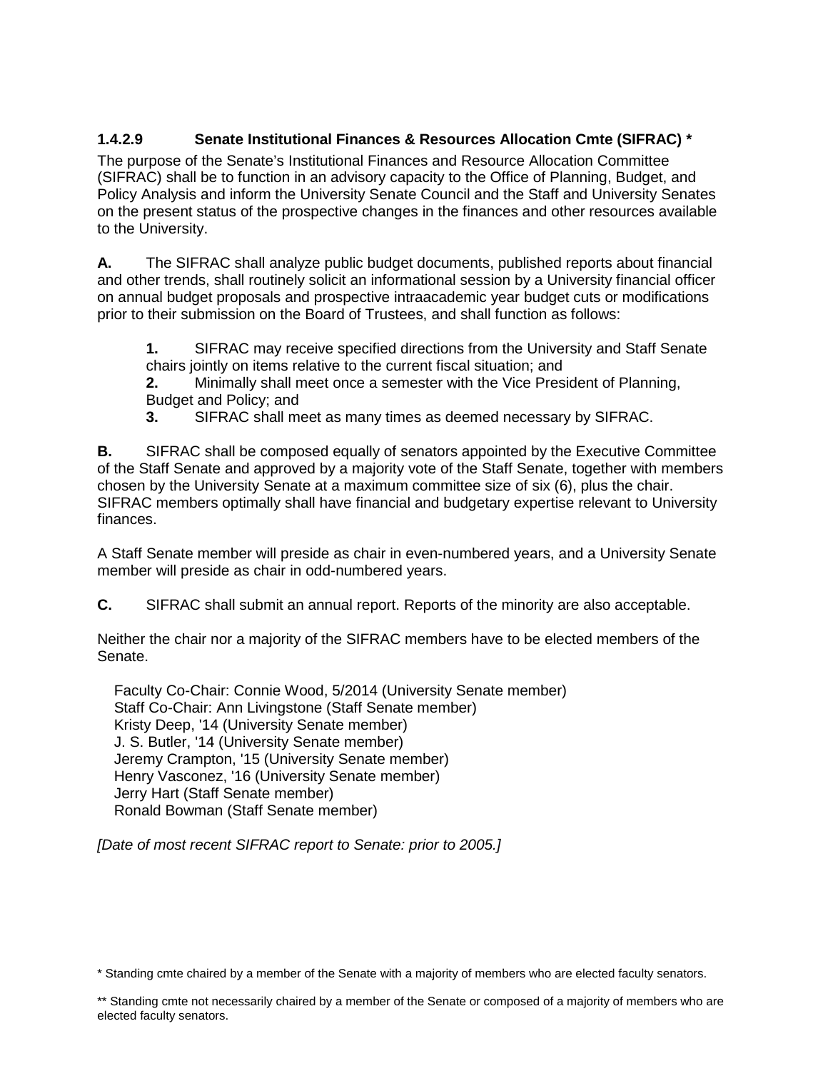### 1.4.2.9 Senate Institutional Finances & Resources Allocation Cmte (SIFRAC) *

The purpose of the Senate's Institutional Finances and Resource Allocation Committee (SIFRAC) shall be to function in an advisory capacity to the Office of Planning, Budget, and Policy Analysis and inform the University Senate Council and the Staff and University Senates on the present status of the prospective changes in the finances and other resources available to the University.

**A.** The SIFRAC shall analyze public budget documents, published reports about financial and other trends, shall routinely solicit an informational session by a University financial officer on annual budget proposals and prospective intraacademic year budget cuts or modifications prior to their submission on the Board of Trustees, and shall function as follows:

> **1.** SIFRAC may receive specified directions from the University and Staff Senate chairs jointly on items relative to the current fiscal situation; and
> **2.** Minimally shall meet once a semester with the Vice President of Planning, Budget and Policy; and
> **3.** SIFRAC shall meet as many times as deemed necessary by SIFRAC.

**B.** SIFRAC shall be composed equally of senators appointed by the Executive Committee of the Staff Senate and approved by a majority vote of the Staff Senate, together with members chosen by the University Senate at a maximum committee size of six (6), plus the chair. SIFRAC members optimally shall have financial and budgetary expertise relevant to University finances.

A Staff Senate member will preside as chair in even-numbered years, and a University Senate member will preside as chair in odd-numbered years.

**C.** SIFRAC shall submit an annual report. Reports of the minority are also acceptable.

Neither the chair nor a majority of the SIFRAC members have to be elected members of the Senate.

Faculty Co-Chair: Connie Wood, 5/2014 (University Senate member)
Staff Co-Chair: Ann Livingstone (Staff Senate member)
Kristy Deep, '14 (University Senate member)
J. S. Butler, '14 (University Senate member)
Jeremy Crampton, '15 (University Senate member)
Henry Vasconez, '16 (University Senate member)
Jerry Hart (Staff Senate member)
Ronald Bowman (Staff Senate member)

*[Date of most recent SIFRAC report to Senate: prior to 2005.]*

* Standing cmte chaired by a member of the Senate with a majority of members who are elected faculty senators.

** Standing cmte not necessarily chaired by a member of the Senate or composed of a majority of members who are elected faculty senators.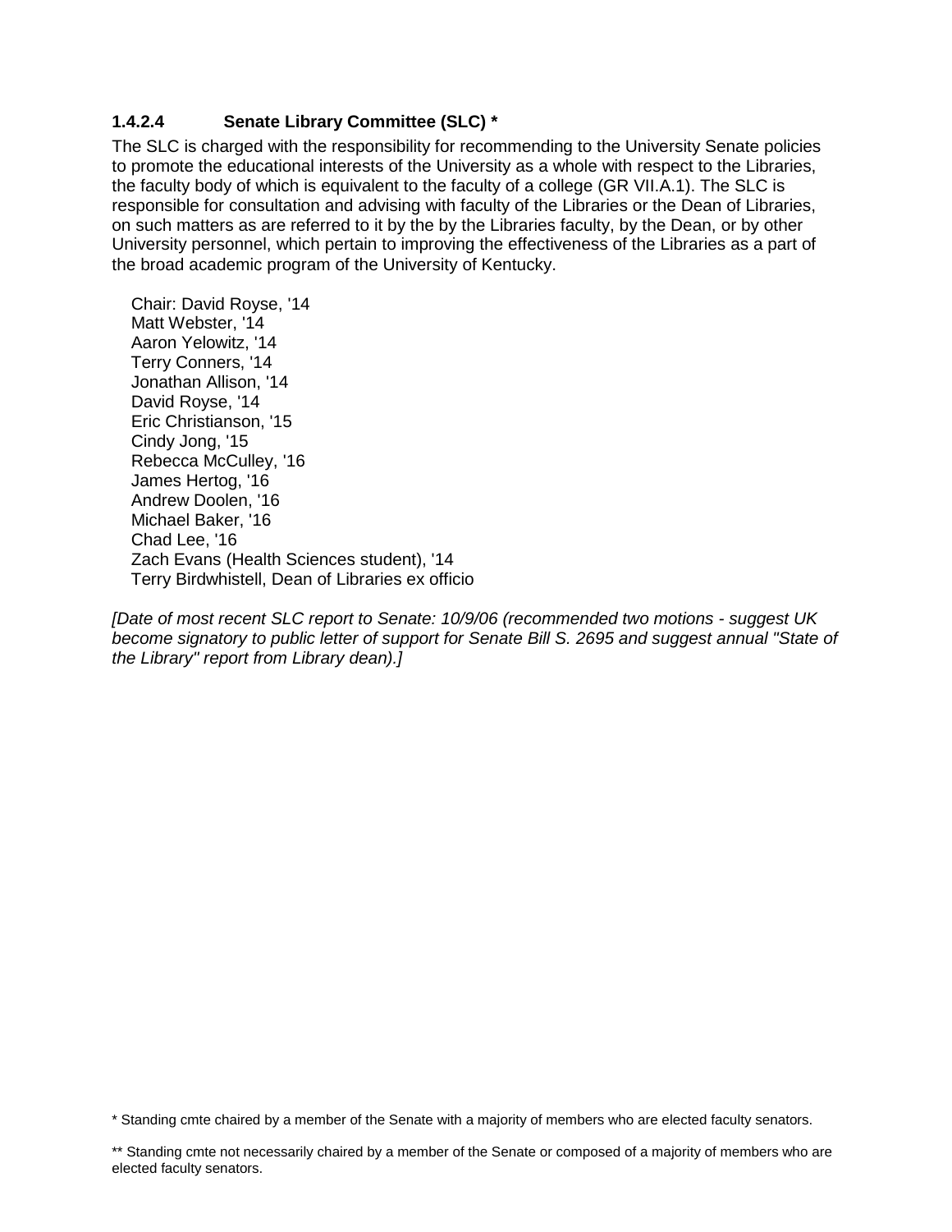### 1.4.2.4 Senate Library Committee (SLC) *

The SLC is charged with the responsibility for recommending to the University Senate policies to promote the educational interests of the University as a whole with respect to the Libraries, the faculty body of which is equivalent to the faculty of a college (GR VII.A.1). The SLC is responsible for consultation and advising with faculty of the Libraries or the Dean of Libraries, on such matters as are referred to it by the by the Libraries faculty, by the Dean, or by other University personnel, which pertain to improving the effectiveness of the Libraries as a part of the broad academic program of the University of Kentucky.

Chair: David Royse, '14
Matt Webster, '14
Aaron Yelowitz, '14
Terry Conners, '14
Jonathan Allison, '14
David Royse, '14
Eric Christianson, '15
Cindy Jong, '15
Rebecca McCulley, '16
James Hertog, '16
Andrew Doolen, '16
Michael Baker, '16
Chad Lee, '16
Zach Evans (Health Sciences student), '14
Terry Birdwhistell, Dean of Libraries ex officio

*[Date of most recent SLC report to Senate: 10/9/06 (recommended two motions - suggest UK become signatory to public letter of support for Senate Bill S. 2695 and suggest annual "State of the Library" report from Library dean).]*

* Standing cmte chaired by a member of the Senate with a majority of members who are elected faculty senators.

** Standing cmte not necessarily chaired by a member of the Senate or composed of a majority of members who are elected faculty senators.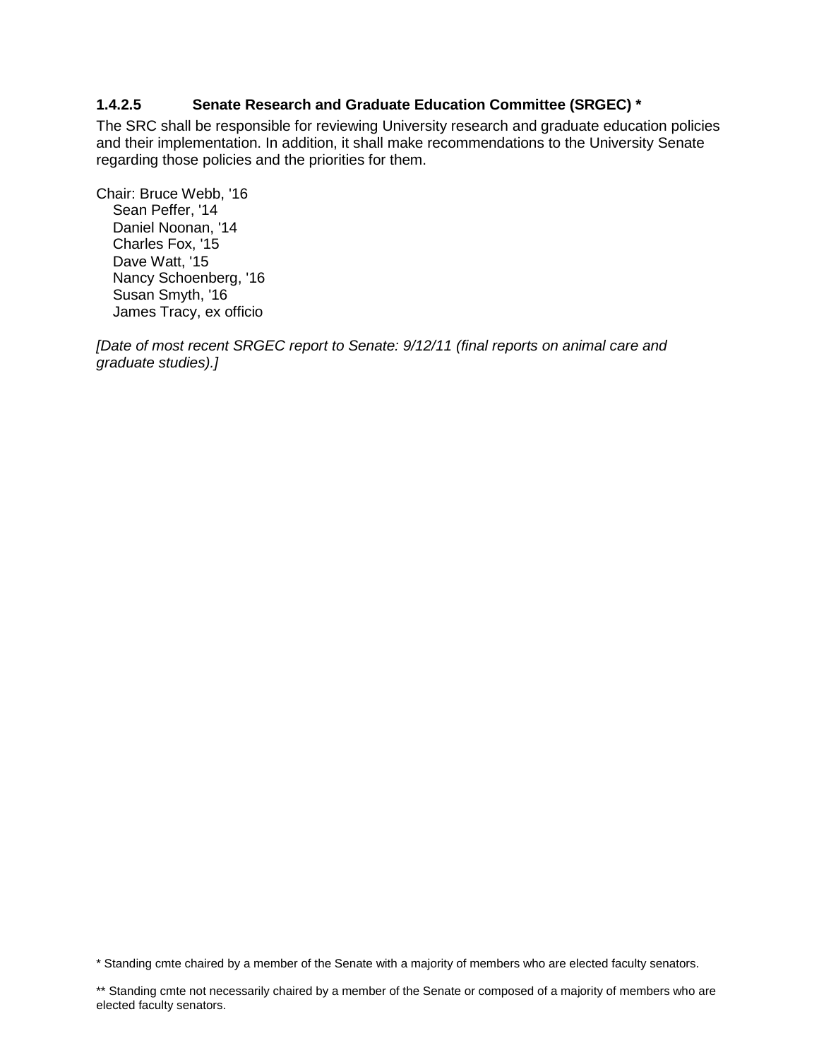### 1.4.2.5 Senate Research and Graduate Education Committee (SRGEC) *

The SRC shall be responsible for reviewing University research and graduate education policies and their implementation. In addition, it shall make recommendations to the University Senate regarding those policies and the priorities for them.

Chair: Bruce Webb, '16
- Sean Peffer, '14
- Daniel Noonan, '14
- Charles Fox, '15
- Dave Watt, '15
- Nancy Schoenberg, '16
- Susan Smyth, '16
- James Tracy, ex officio

*[Date of most recent SRGEC report to Senate: 9/12/11 (final reports on animal care and graduate studies).]*

* Standing cmte chaired by a member of the Senate with a majority of members who are elected faculty senators.

** Standing cmte not necessarily chaired by a member of the Senate or composed of a majority of members who are elected faculty senators.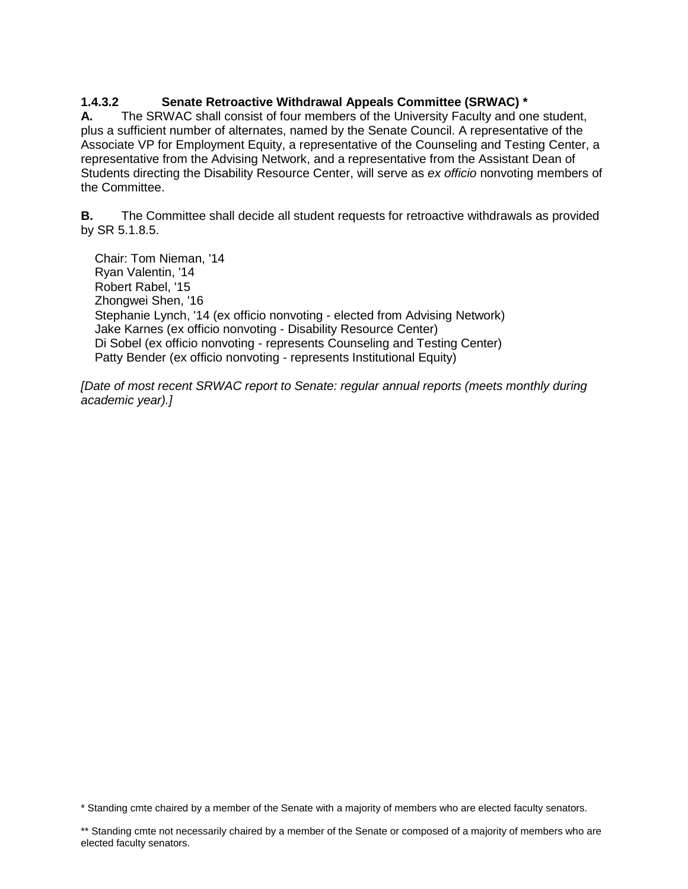### 1.4.3.2 Senate Retroactive Withdrawal Appeals Committee (SRWAC) *

**A.** The SRWAC shall consist of four members of the University Faculty and one student, plus a sufficient number of alternates, named by the Senate Council. A representative of the Associate VP for Employment Equity, a representative of the Counseling and Testing Center, a representative from the Advising Network, and a representative from the Assistant Dean of Students directing the Disability Resource Center, will serve as *ex officio* nonvoting members of the Committee.

**B.** The Committee shall decide all student requests for retroactive withdrawals as provided by SR 5.1.8.5.

Chair: Tom Nieman, '14
Ryan Valentin, '14
Robert Rabel, '15
Zhongwei Shen, '16
Stephanie Lynch, '14 (ex officio nonvoting - elected from Advising Network)
Jake Karnes (ex officio nonvoting - Disability Resource Center)
Di Sobel (ex officio nonvoting - represents Counseling and Testing Center)
Patty Bender (ex officio nonvoting - represents Institutional Equity)

*[Date of most recent SRWAC report to Senate: regular annual reports (meets monthly during academic year).]*

* Standing cmte chaired by a member of the Senate with a majority of members who are elected faculty senators.

** Standing cmte not necessarily chaired by a member of the Senate or composed of a majority of members who are elected faculty senators.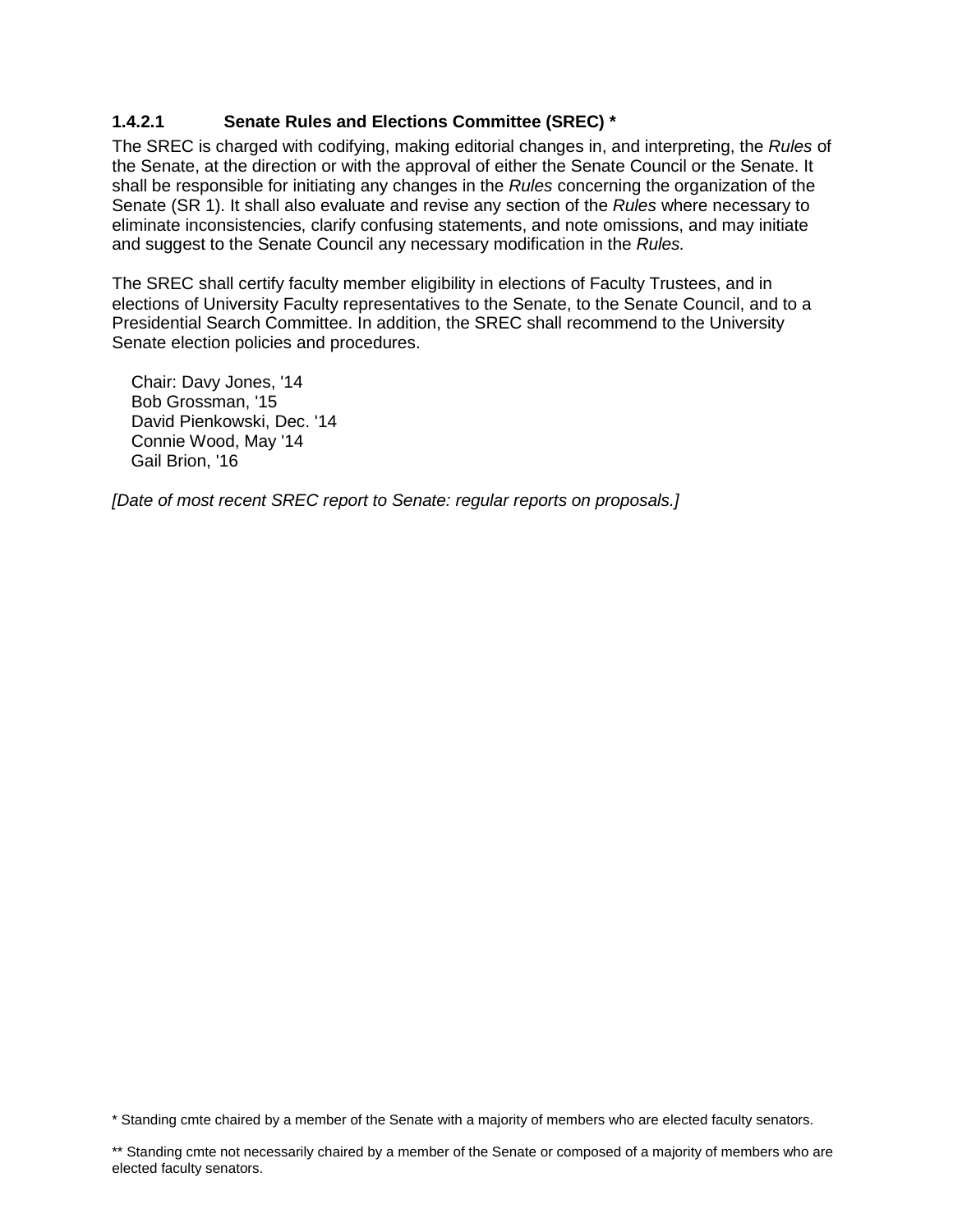### 1.4.2.1 Senate Rules and Elections Committee (SREC) *

The SREC is charged with codifying, making editorial changes in, and interpreting, the *Rules* of the Senate, at the direction or with the approval of either the Senate Council or the Senate. It shall be responsible for initiating any changes in the *Rules* concerning the organization of the Senate (SR 1). It shall also evaluate and revise any section of the *Rules* where necessary to eliminate inconsistencies, clarify confusing statements, and note omissions, and may initiate and suggest to the Senate Council any necessary modification in the *Rules.*

The SREC shall certify faculty member eligibility in elections of Faculty Trustees, and in elections of University Faculty representatives to the Senate, to the Senate Council, and to a Presidential Search Committee. In addition, the SREC shall recommend to the University Senate election policies and procedures.

Chair: Davy Jones, '14
Bob Grossman, '15
David Pienkowski, Dec. '14
Connie Wood, May '14
Gail Brion, '16

*[Date of most recent SREC report to Senate: regular reports on proposals.]*

* Standing cmte chaired by a member of the Senate with a majority of members who are elected faculty senators.

** Standing cmte not necessarily chaired by a member of the Senate or composed of a majority of members who are elected faculty senators.